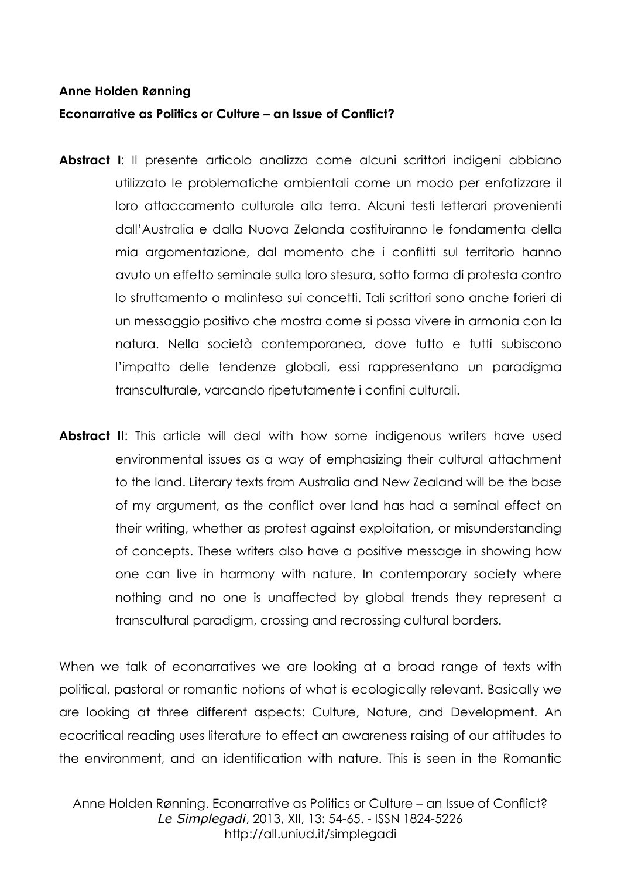**Anne Holden Rønning**

**Econarrative as Politics or Culture – an Issue of Conflict?**

**Abstract I**: Il presente articolo analizza come alcuni scrittori indigeni abbiano utilizzato le problematiche ambientali come un modo per enfatizzare il loro attaccamento culturale alla terra. Alcuni testi letterari provenienti dall'Australia e dalla Nuova Zelanda costituiranno le fondamenta della mia argomentazione, dal momento che i conflitti sul territorio hanno avuto un effetto seminale sulla loro stesura, sotto forma di protesta contro lo sfruttamento o malinteso sui concetti. Tali scrittori sono anche forieri di un messaggio positivo che mostra come si possa vivere in armonia con la natura. Nella società contemporanea, dove tutto e tutti subiscono l'impatto delle tendenze globali, essi rappresentano un paradigma transculturale, varcando ripetutamente i confini culturali.

**Abstract II**: This article will deal with how some indigenous writers have used environmental issues as a way of emphasizing their cultural attachment to the land. Literary texts from Australia and New Zealand will be the base of my argument, as the conflict over land has had a seminal effect on their writing, whether as protest against exploitation, or misunderstanding of concepts. These writers also have a positive message in showing how one can live in harmony with nature. In contemporary society where nothing and no one is unaffected by global trends they represent a transcultural paradigm, crossing and recrossing cultural borders.

When we talk of econarratives we are looking at a broad range of texts with political, pastoral or romantic notions of what is ecologically relevant. Basically we are looking at three different aspects: Culture, Nature, and Development. An ecocritical reading uses literature to effect an awareness raising of our attitudes to the environment, and an identification with nature. This is seen in the Romantic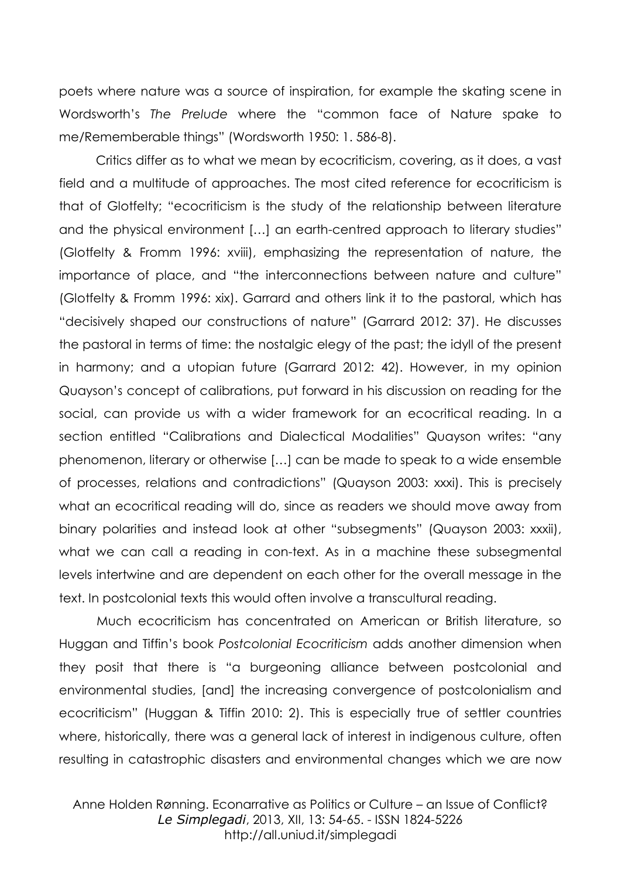poets where nature was a source of inspiration, for example the skating scene in Wordsworth's *The Prelude* where the "common face of Nature spake to me/Rememberable things" (Wordsworth 1950: 1. 586-8).

Critics differ as to what we mean by ecocriticism, covering, as it does, a vast field and a multitude of approaches. The most cited reference for ecocriticism is that of Glotfelty; "ecocriticism is the study of the relationship between literature and the physical environment […] an earth-centred approach to literary studies" (Glotfelty & Fromm 1996: xviii), emphasizing the representation of nature, the importance of place, and "the interconnections between nature and culture" (Glotfelty & Fromm 1996: xix). Garrard and others link it to the pastoral, which has "decisively shaped our constructions of nature" (Garrard 2012: 37). He discusses the pastoral in terms of time: the nostalgic elegy of the past; the idyll of the present in harmony; and a utopian future (Garrard 2012: 42). However, in my opinion Quayson's concept of calibrations, put forward in his discussion on reading for the social, can provide us with a wider framework for an ecocritical reading. In a section entitled "Calibrations and Dialectical Modalities" Quayson writes: "any phenomenon, literary or otherwise […] can be made to speak to a wide ensemble of processes, relations and contradictions" (Quayson 2003: xxxi). This is precisely what an ecocritical reading will do, since as readers we should move away from binary polarities and instead look at other "subsegments" (Quayson 2003: xxxii), what we can call a reading in con-text. As in a machine these subsegmental levels intertwine and are dependent on each other for the overall message in the text. In postcolonial texts this would often involve a transcultural reading.

Much ecocriticism has concentrated on American or British literature, so Huggan and Tiffin's book *Postcolonial Ecocriticism* adds another dimension when they posit that there is "a burgeoning alliance between postcolonial and environmental studies, [and] the increasing convergence of postcolonialism and ecocriticism" (Huggan & Tiffin 2010: 2). This is especially true of settler countries where, historically, there was a general lack of interest in indigenous culture, often resulting in catastrophic disasters and environmental changes which we are now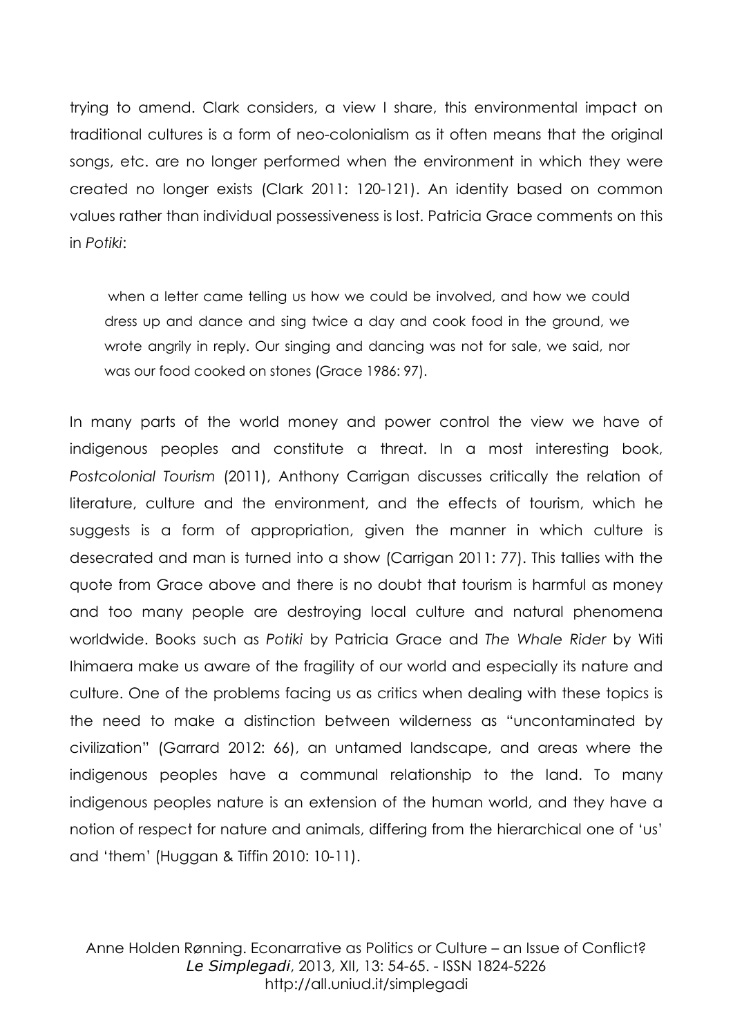trying to amend. Clark considers, a view I share, this environmental impact on traditional cultures is a form of neo-colonialism as it often means that the original songs, etc. are no longer performed when the environment in which they were created no longer exists (Clark 2011: 120-121). An identity based on common values rather than individual possessiveness is lost. Patricia Grace comments on this in *Potiki*:

> when a letter came telling us how we could be involved, and how we could dress up and dance and sing twice a day and cook food in the ground, we wrote angrily in reply. Our singing and dancing was not for sale, we said, nor was our food cooked on stones (Grace 1986: 97).

In many parts of the world money and power control the view we have of indigenous peoples and constitute a threat. In a most interesting book, *Postcolonial Tourism* (2011), Anthony Carrigan discusses critically the relation of literature, culture and the environment, and the effects of tourism, which he suggests is a form of appropriation, given the manner in which culture is desecrated and man is turned into a show (Carrigan 2011: 77). This tallies with the quote from Grace above and there is no doubt that tourism is harmful as money and too many people are destroying local culture and natural phenomena worldwide. Books such as *Potiki* by Patricia Grace and *The Whale Rider* by Witi Ihimaera make us aware of the fragility of our world and especially its nature and culture. One of the problems facing us as critics when dealing with these topics is the need to make a distinction between wilderness as "uncontaminated by civilization" (Garrard 2012: 66), an untamed landscape, and areas where the indigenous peoples have a communal relationship to the land. To many indigenous peoples nature is an extension of the human world, and they have a notion of respect for nature and animals, differing from the hierarchical one of 'us' and 'them' (Huggan & Tiffin 2010: 10-11).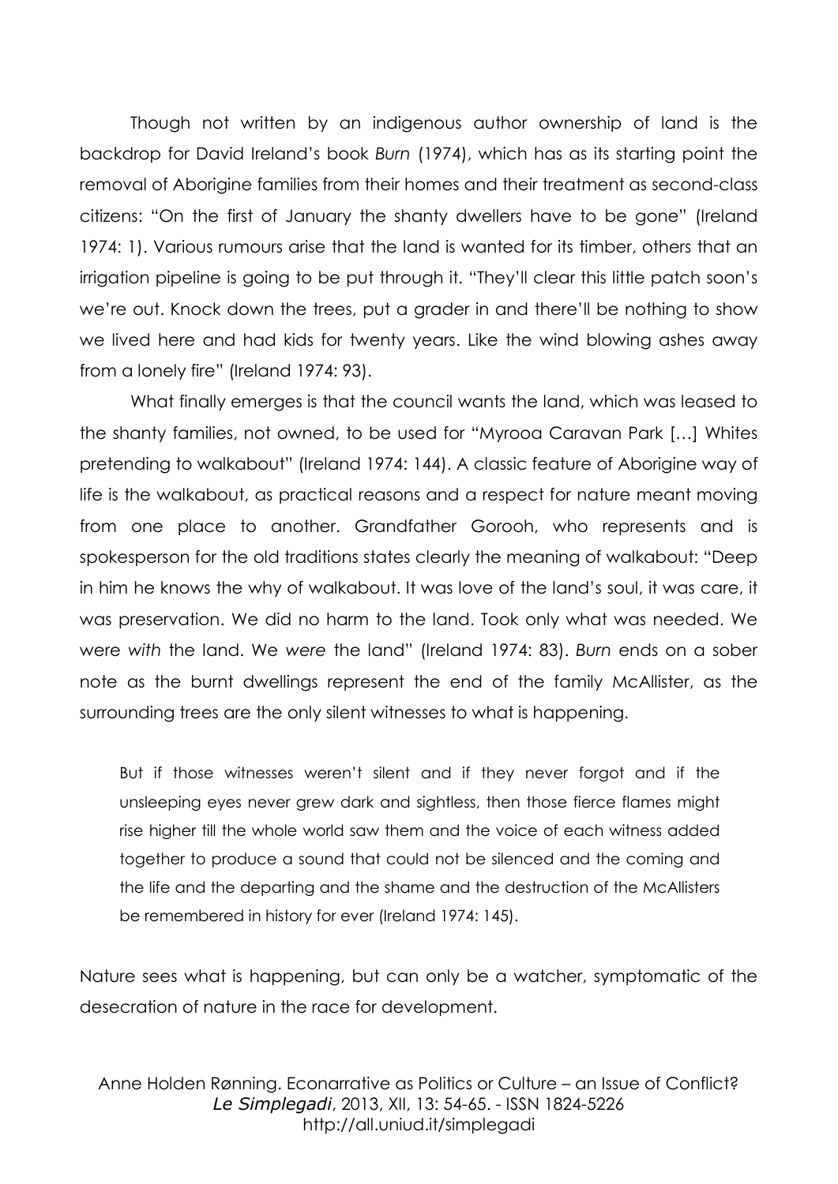Though not written by an indigenous author ownership of land is the backdrop for David Ireland's book *Burn* (1974), which has as its starting point the removal of Aborigine families from their homes and their treatment as second-class citizens: "On the first of January the shanty dwellers have to be gone" (Ireland 1974: 1). Various rumours arise that the land is wanted for its timber, others that an irrigation pipeline is going to be put through it. "They'll clear this little patch soon's we're out. Knock down the trees, put a grader in and there'll be nothing to show we lived here and had kids for twenty years. Like the wind blowing ashes away from a lonely fire" (Ireland 1974: 93).

What finally emerges is that the council wants the land, which was leased to the shanty families, not owned, to be used for "Myrooa Caravan Park […] Whites pretending to walkabout" (Ireland 1974: 144). A classic feature of Aborigine way of life is the walkabout, as practical reasons and a respect for nature meant moving from one place to another. Grandfather Gorooh, who represents and is spokesperson for the old traditions states clearly the meaning of walkabout: "Deep in him he knows the why of walkabout. It was love of the land's soul, it was care, it was preservation. We did no harm to the land. Took only what was needed. We were *with* the land. We *were* the land" (Ireland 1974: 83). *Burn* ends on a sober note as the burnt dwellings represent the end of the family McAllister, as the surrounding trees are the only silent witnesses to what is happening.

> But if those witnesses weren't silent and if they never forgot and if the unsleeping eyes never grew dark and sightless, then those fierce flames might rise higher till the whole world saw them and the voice of each witness added together to produce a sound that could not be silenced and the coming and the life and the departing and the shame and the destruction of the McAllisters be remembered in history for ever (Ireland 1974: 145).

Nature sees what is happening, but can only be a watcher, symptomatic of the desecration of nature in the race for development.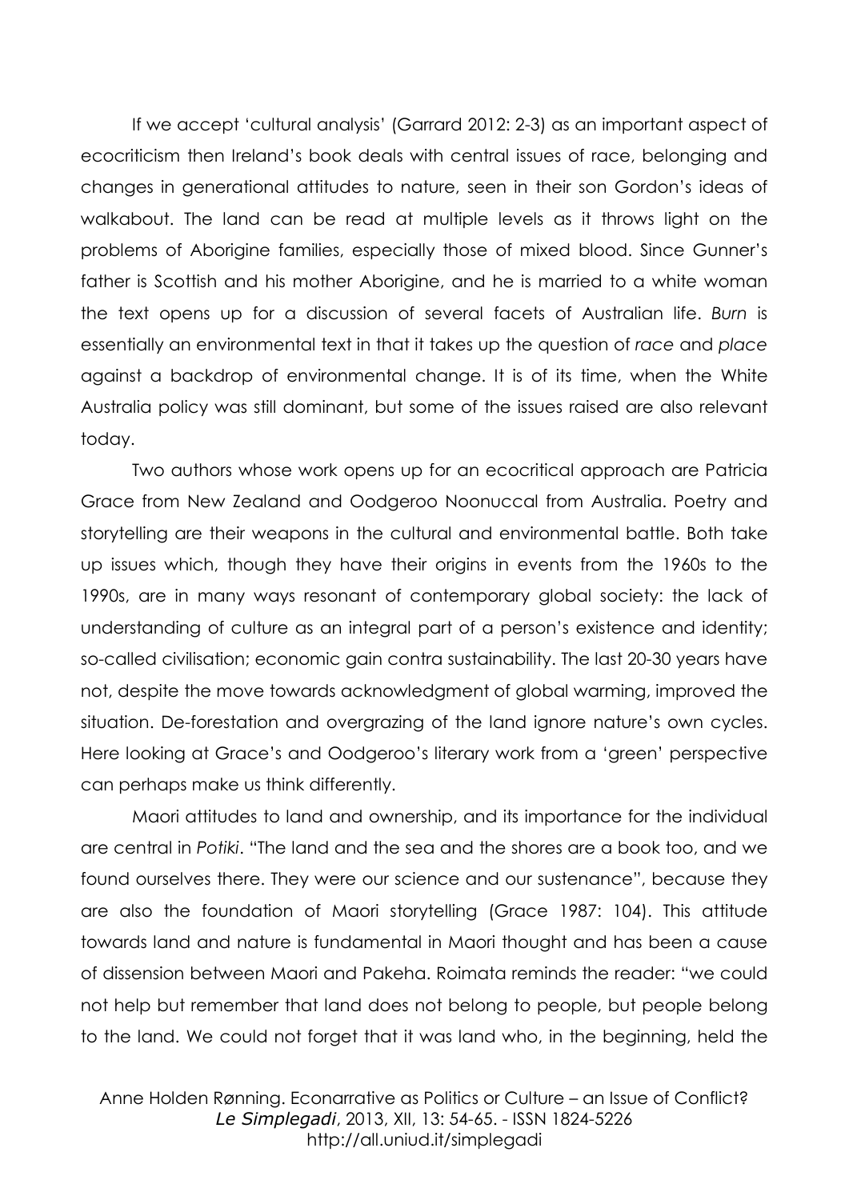If we accept 'cultural analysis' (Garrard 2012: 2-3) as an important aspect of ecocriticism then Ireland's book deals with central issues of race, belonging and changes in generational attitudes to nature, seen in their son Gordon's ideas of walkabout. The land can be read at multiple levels as it throws light on the problems of Aborigine families, especially those of mixed blood. Since Gunner's father is Scottish and his mother Aborigine, and he is married to a white woman the text opens up for a discussion of several facets of Australian life. *Burn* is essentially an environmental text in that it takes up the question of *race* and *place* against a backdrop of environmental change. It is of its time, when the White Australia policy was still dominant, but some of the issues raised are also relevant today.

Two authors whose work opens up for an ecocritical approach are Patricia Grace from New Zealand and Oodgeroo Noonuccal from Australia. Poetry and storytelling are their weapons in the cultural and environmental battle. Both take up issues which, though they have their origins in events from the 1960s to the 1990s, are in many ways resonant of contemporary global society: the lack of understanding of culture as an integral part of a person's existence and identity; so-called civilisation; economic gain contra sustainability. The last 20-30 years have not, despite the move towards acknowledgment of global warming, improved the situation. De-forestation and overgrazing of the land ignore nature's own cycles. Here looking at Grace's and Oodgeroo's literary work from a 'green' perspective can perhaps make us think differently.

Maori attitudes to land and ownership, and its importance for the individual are central in *Potiki*. "The land and the sea and the shores are a book too, and we found ourselves there. They were our science and our sustenance", because they are also the foundation of Maori storytelling (Grace 1987: 104). This attitude towards land and nature is fundamental in Maori thought and has been a cause of dissension between Maori and Pakeha. Roimata reminds the reader: "we could not help but remember that land does not belong to people, but people belong to the land. We could not forget that it was land who, in the beginning, held the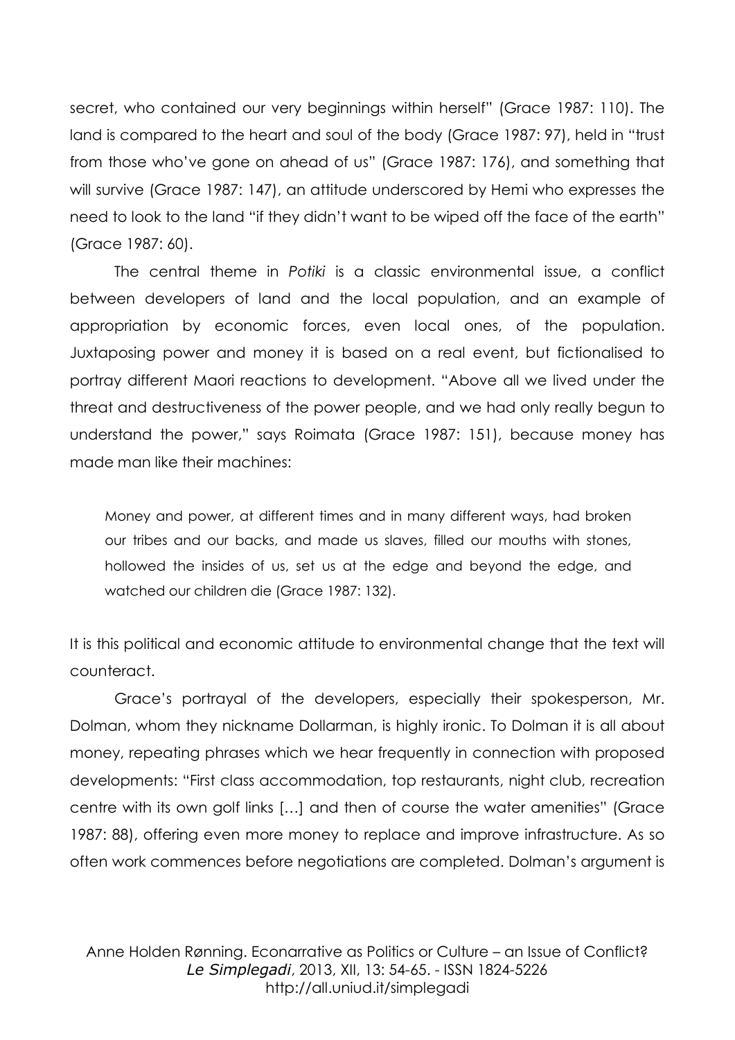secret, who contained our very beginnings within herself" (Grace 1987: 110). The land is compared to the heart and soul of the body (Grace 1987: 97), held in "trust from those who've gone on ahead of us" (Grace 1987: 176), and something that will survive (Grace 1987: 147), an attitude underscored by Hemi who expresses the need to look to the land "if they didn't want to be wiped off the face of the earth" (Grace 1987: 60).

The central theme in *Potiki* is a classic environmental issue, a conflict between developers of land and the local population, and an example of appropriation by economic forces, even local ones, of the population. Juxtaposing power and money it is based on a real event, but fictionalised to portray different Maori reactions to development. "Above all we lived under the threat and destructiveness of the power people, and we had only really begun to understand the power," says Roimata (Grace 1987: 151), because money has made man like their machines:

> Money and power, at different times and in many different ways, had broken our tribes and our backs, and made us slaves, filled our mouths with stones, hollowed the insides of us, set us at the edge and beyond the edge, and watched our children die (Grace 1987: 132).

It is this political and economic attitude to environmental change that the text will counteract.

Grace's portrayal of the developers, especially their spokesperson, Mr. Dolman, whom they nickname Dollarman, is highly ironic. To Dolman it is all about money, repeating phrases which we hear frequently in connection with proposed developments: "First class accommodation, top restaurants, night club, recreation centre with its own golf links […] and then of course the water amenities" (Grace 1987: 88), offering even more money to replace and improve infrastructure. As so often work commences before negotiations are completed. Dolman's argument is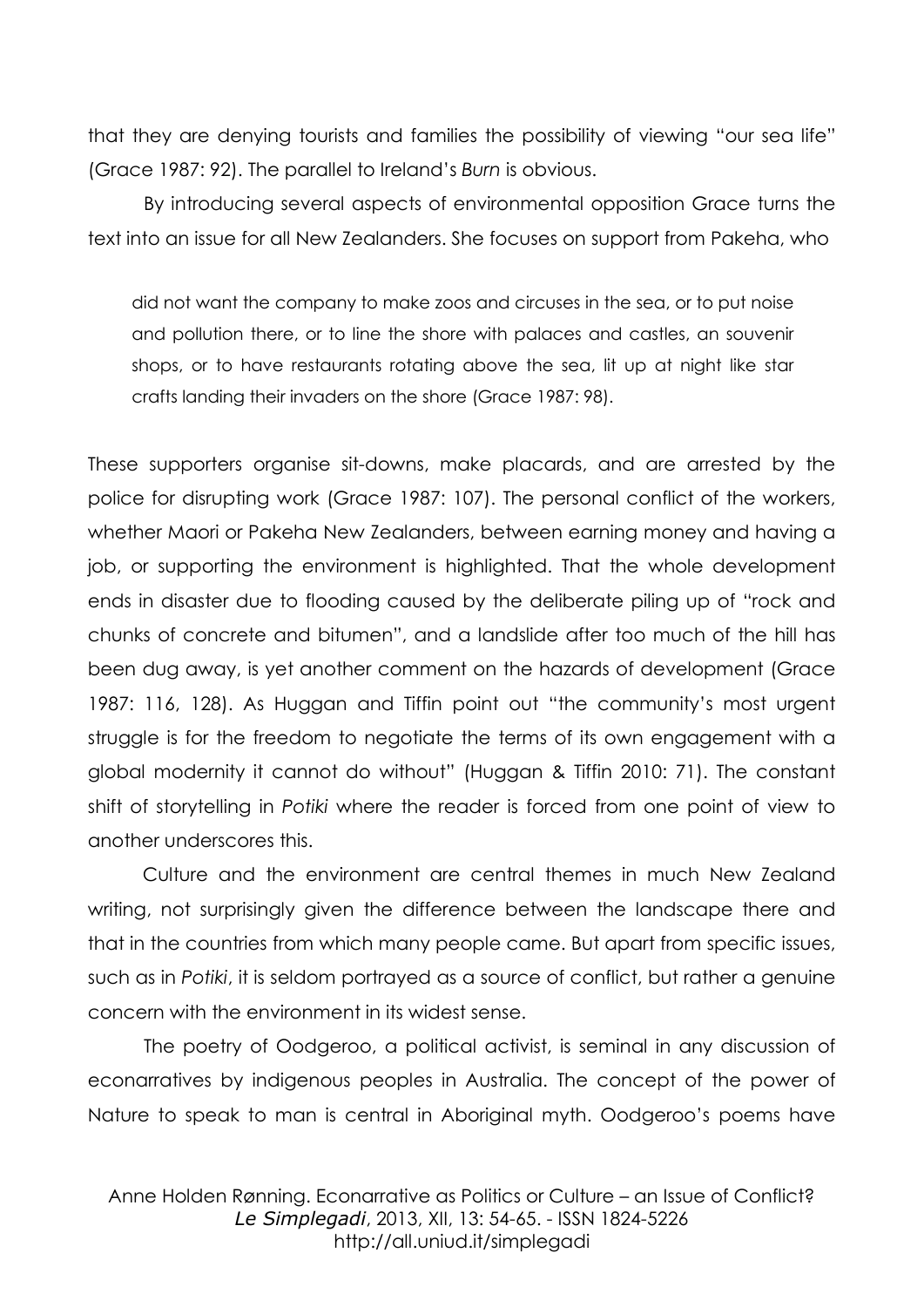that they are denying tourists and families the possibility of viewing "our sea life" (Grace 1987: 92). The parallel to Ireland's *Burn* is obvious.

By introducing several aspects of environmental opposition Grace turns the text into an issue for all New Zealanders. She focuses on support from Pakeha, who

> did not want the company to make zoos and circuses in the sea, or to put noise and pollution there, or to line the shore with palaces and castles, an souvenir shops, or to have restaurants rotating above the sea, lit up at night like star crafts landing their invaders on the shore (Grace 1987: 98).

These supporters organise sit-downs, make placards, and are arrested by the police for disrupting work (Grace 1987: 107). The personal conflict of the workers, whether Maori or Pakeha New Zealanders, between earning money and having a job, or supporting the environment is highlighted. That the whole development ends in disaster due to flooding caused by the deliberate piling up of "rock and chunks of concrete and bitumen", and a landslide after too much of the hill has been dug away, is yet another comment on the hazards of development (Grace 1987: 116, 128). As Huggan and Tiffin point out "the community's most urgent struggle is for the freedom to negotiate the terms of its own engagement with a global modernity it cannot do without" (Huggan & Tiffin 2010: 71). The constant shift of storytelling in *Potiki* where the reader is forced from one point of view to another underscores this.

Culture and the environment are central themes in much New Zealand writing, not surprisingly given the difference between the landscape there and that in the countries from which many people came. But apart from specific issues, such as in *Potiki*, it is seldom portrayed as a source of conflict, but rather a genuine concern with the environment in its widest sense.

The poetry of Oodgeroo, a political activist, is seminal in any discussion of econarratives by indigenous peoples in Australia. The concept of the power of Nature to speak to man is central in Aboriginal myth. Oodgeroo's poems have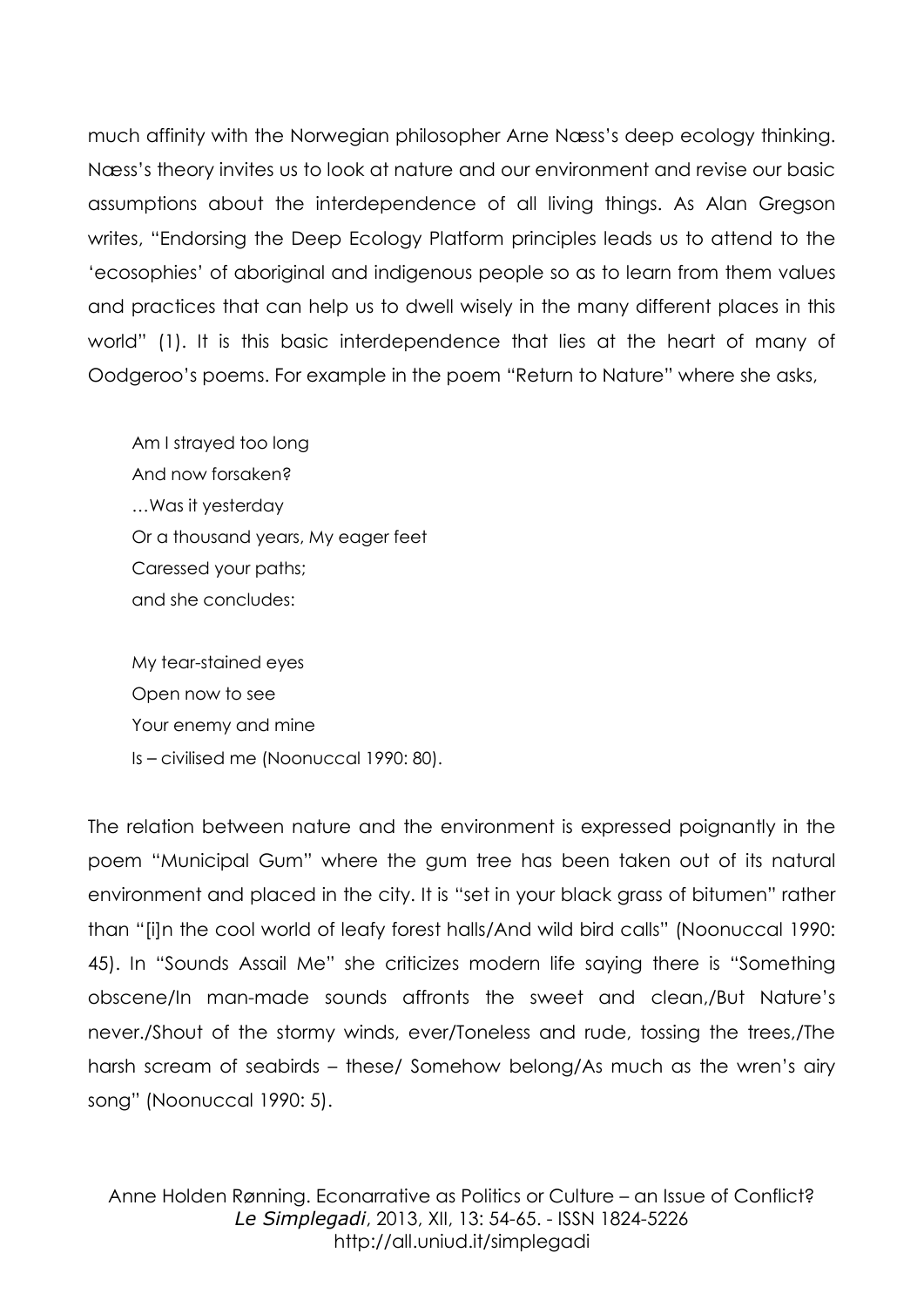much affinity with the Norwegian philosopher Arne Næss's deep ecology thinking. Næss's theory invites us to look at nature and our environment and revise our basic assumptions about the interdependence of all living things. As Alan Gregson writes, "Endorsing the Deep Ecology Platform principles leads us to attend to the 'ecosophies' of aboriginal and indigenous people so as to learn from them values and practices that can help us to dwell wisely in the many different places in this world" (1). It is this basic interdependence that lies at the heart of many of Oodgeroo's poems. For example in the poem "Return to Nature" where she asks,

> Am I strayed too long  
> And now forsaken?  
> …Was it yesterday  
> Or a thousand years, My eager feet  
> Caressed your paths;  
> and she concludes:
>
> My tear-stained eyes  
> Open now to see  
> Your enemy and mine  
> Is – civilised me (Noonuccal 1990: 80).

The relation between nature and the environment is expressed poignantly in the poem "Municipal Gum" where the gum tree has been taken out of its natural environment and placed in the city. It is "set in your black grass of bitumen" rather than "[i]n the cool world of leafy forest halls/And wild bird calls" (Noonuccal 1990: 45). In "Sounds Assail Me" she criticizes modern life saying there is "Something obscene/In man-made sounds affronts the sweet and clean,/But Nature's never./Shout of the stormy winds, ever/Toneless and rude, tossing the trees,/The harsh scream of seabirds – these/ Somehow belong/As much as the wren's airy song" (Noonuccal 1990: 5).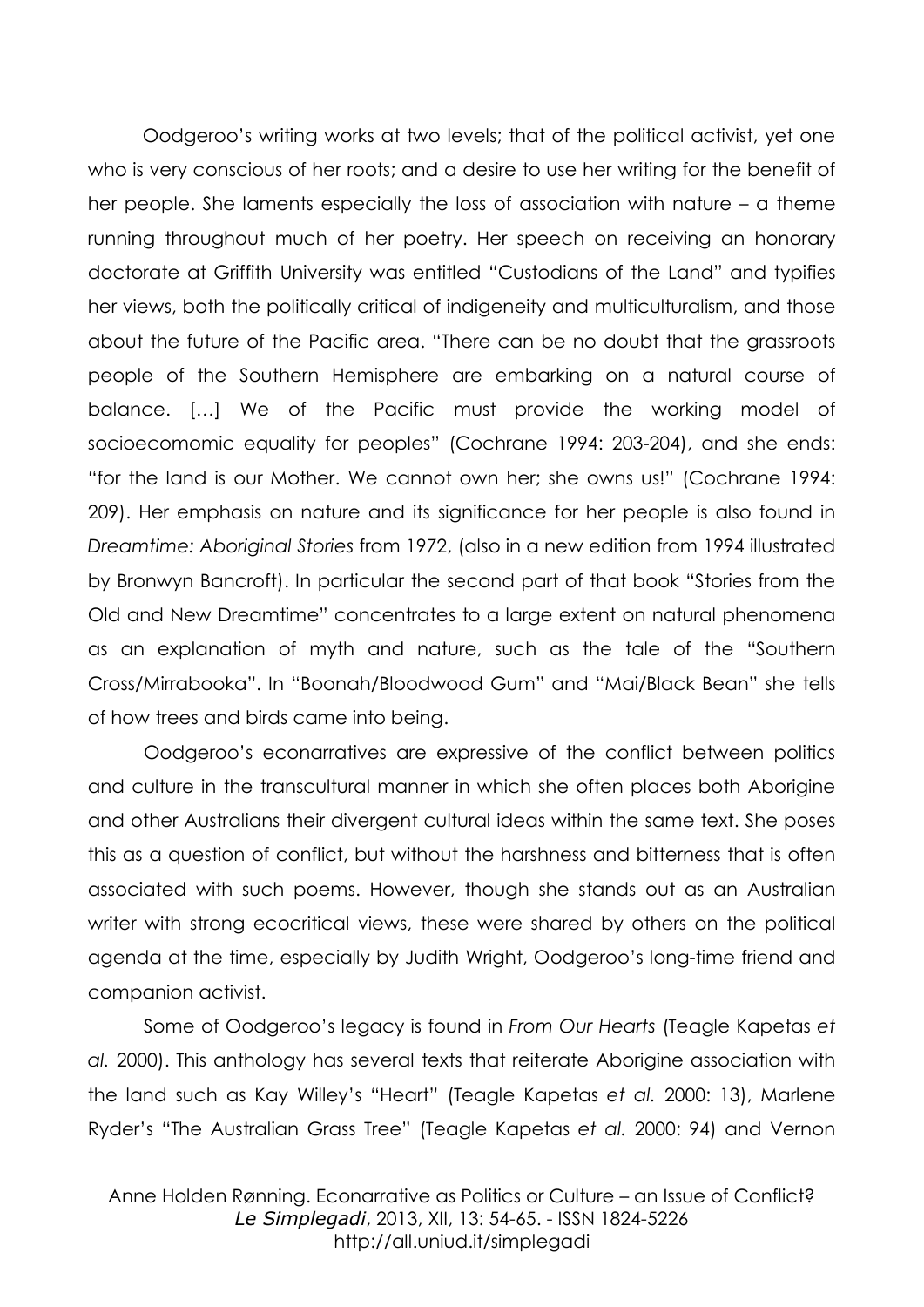Oodgeroo's writing works at two levels; that of the political activist, yet one who is very conscious of her roots; and a desire to use her writing for the benefit of her people. She laments especially the loss of association with nature – a theme running throughout much of her poetry. Her speech on receiving an honorary doctorate at Griffith University was entitled "Custodians of the Land" and typifies her views, both the politically critical of indigeneity and multiculturalism, and those about the future of the Pacific area. "There can be no doubt that the grassroots people of the Southern Hemisphere are embarking on a natural course of balance. […] We of the Pacific must provide the working model of socioecomomic equality for peoples" (Cochrane 1994: 203-204), and she ends: "for the land is our Mother. We cannot own her; she owns us!" (Cochrane 1994: 209). Her emphasis on nature and its significance for her people is also found in *Dreamtime: Aboriginal Stories* from 1972, (also in a new edition from 1994 illustrated by Bronwyn Bancroft). In particular the second part of that book "Stories from the Old and New Dreamtime" concentrates to a large extent on natural phenomena as an explanation of myth and nature, such as the tale of the "Southern Cross/Mirrabooka". In "Boonah/Bloodwood Gum" and "Mai/Black Bean" she tells of how trees and birds came into being.

Oodgeroo's econarratives are expressive of the conflict between politics and culture in the transcultural manner in which she often places both Aborigine and other Australians their divergent cultural ideas within the same text. She poses this as a question of conflict, but without the harshness and bitterness that is often associated with such poems. However, though she stands out as an Australian writer with strong ecocritical views, these were shared by others on the political agenda at the time, especially by Judith Wright, Oodgeroo's long-time friend and companion activist.

Some of Oodgeroo's legacy is found in *From Our Hearts* (Teagle Kapetas *et al.* 2000). This anthology has several texts that reiterate Aborigine association with the land such as Kay Willey's "Heart" (Teagle Kapetas *et al.* 2000: 13), Marlene Ryder's "The Australian Grass Tree" (Teagle Kapetas *et al.* 2000: 94) and Vernon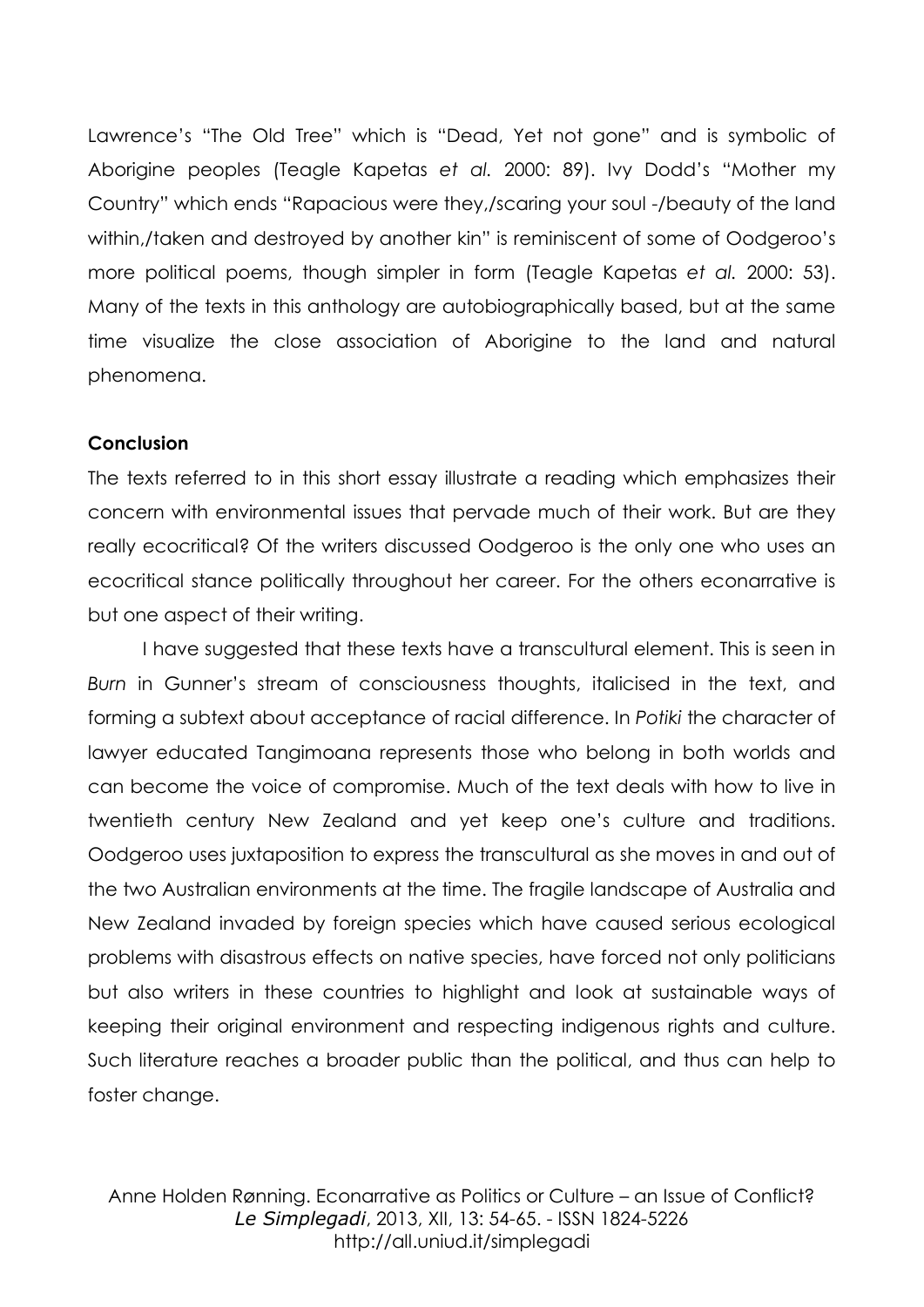Lawrence's "The Old Tree" which is "Dead, Yet not gone" and is symbolic of Aborigine peoples (Teagle Kapetas *et al.* 2000: 89). Ivy Dodd's "Mother my Country" which ends "Rapacious were they,/scaring your soul -/beauty of the land within,/taken and destroyed by another kin" is reminiscent of some of Oodgeroo's more political poems, though simpler in form (Teagle Kapetas *et al.* 2000: 53). Many of the texts in this anthology are autobiographically based, but at the same time visualize the close association of Aborigine to the land and natural phenomena.

**Conclusion**

The texts referred to in this short essay illustrate a reading which emphasizes their concern with environmental issues that pervade much of their work. But are they really ecocritical? Of the writers discussed Oodgeroo is the only one who uses an ecocritical stance politically throughout her career. For the others econarrative is but one aspect of their writing.

I have suggested that these texts have a transcultural element. This is seen in *Burn* in Gunner's stream of consciousness thoughts, italicised in the text, and forming a subtext about acceptance of racial difference. In *Potiki* the character of lawyer educated Tangimoana represents those who belong in both worlds and can become the voice of compromise. Much of the text deals with how to live in twentieth century New Zealand and yet keep one's culture and traditions. Oodgeroo uses juxtaposition to express the transcultural as she moves in and out of the two Australian environments at the time. The fragile landscape of Australia and New Zealand invaded by foreign species which have caused serious ecological problems with disastrous effects on native species, have forced not only politicians but also writers in these countries to highlight and look at sustainable ways of keeping their original environment and respecting indigenous rights and culture. Such literature reaches a broader public than the political, and thus can help to foster change.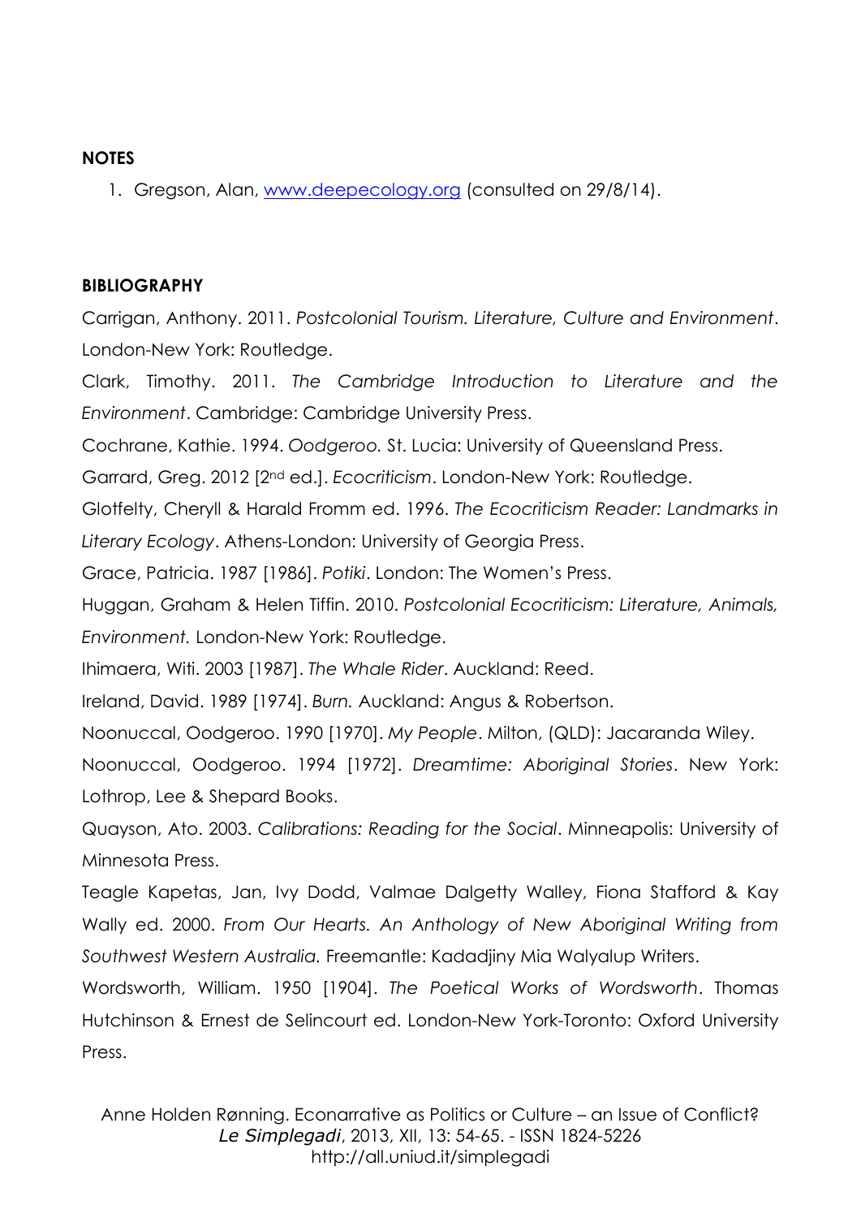**NOTES**

1. Gregson, Alan, [www.deepecology.org](http://www.deepecology.org) (consulted on 29/8/14).

**BIBLIOGRAPHY**

Carrigan, Anthony. 2011. *Postcolonial Tourism. Literature, Culture and Environment*. London-New York: Routledge.

Clark, Timothy. 2011. *The Cambridge Introduction to Literature and the Environment*. Cambridge: Cambridge University Press.

Cochrane, Kathie. 1994. *Oodgeroo.* St. Lucia: University of Queensland Press.

Garrard, Greg. 2012 [2nd ed.]. *Ecocriticism*. London-New York: Routledge.

Glotfelty, Cheryll & Harald Fromm ed. 1996. *The Ecocriticism Reader: Landmarks in Literary Ecology*. Athens-London: University of Georgia Press.

Grace, Patricia. 1987 [1986]. *Potiki*. London: The Women's Press.

Huggan, Graham & Helen Tiffin. 2010. *Postcolonial Ecocriticism: Literature, Animals, Environment.* London-New York: Routledge.

Ihimaera, Witi. 2003 [1987]. *The Whale Rider*. Auckland: Reed.

Ireland, David. 1989 [1974]. *Burn.* Auckland: Angus & Robertson.

Noonuccal, Oodgeroo. 1990 [1970]. *My People*. Milton, (QLD): Jacaranda Wiley.

Noonuccal, Oodgeroo. 1994 [1972]. *Dreamtime: Aboriginal Stories*. New York: Lothrop, Lee & Shepard Books.

Quayson, Ato. 2003. *Calibrations: Reading for the Social*. Minneapolis: University of Minnesota Press.

Teagle Kapetas, Jan, Ivy Dodd, Valmae Dalgetty Walley, Fiona Stafford & Kay Wally ed. 2000. *From Our Hearts. An Anthology of New Aboriginal Writing from Southwest Western Australia.* Freemantle: Kadadjiny Mia Walyalup Writers.

Wordsworth, William. 1950 [1904]. *The Poetical Works of Wordsworth*. Thomas Hutchinson & Ernest de Selincourt ed. London-New York-Toronto: Oxford University Press.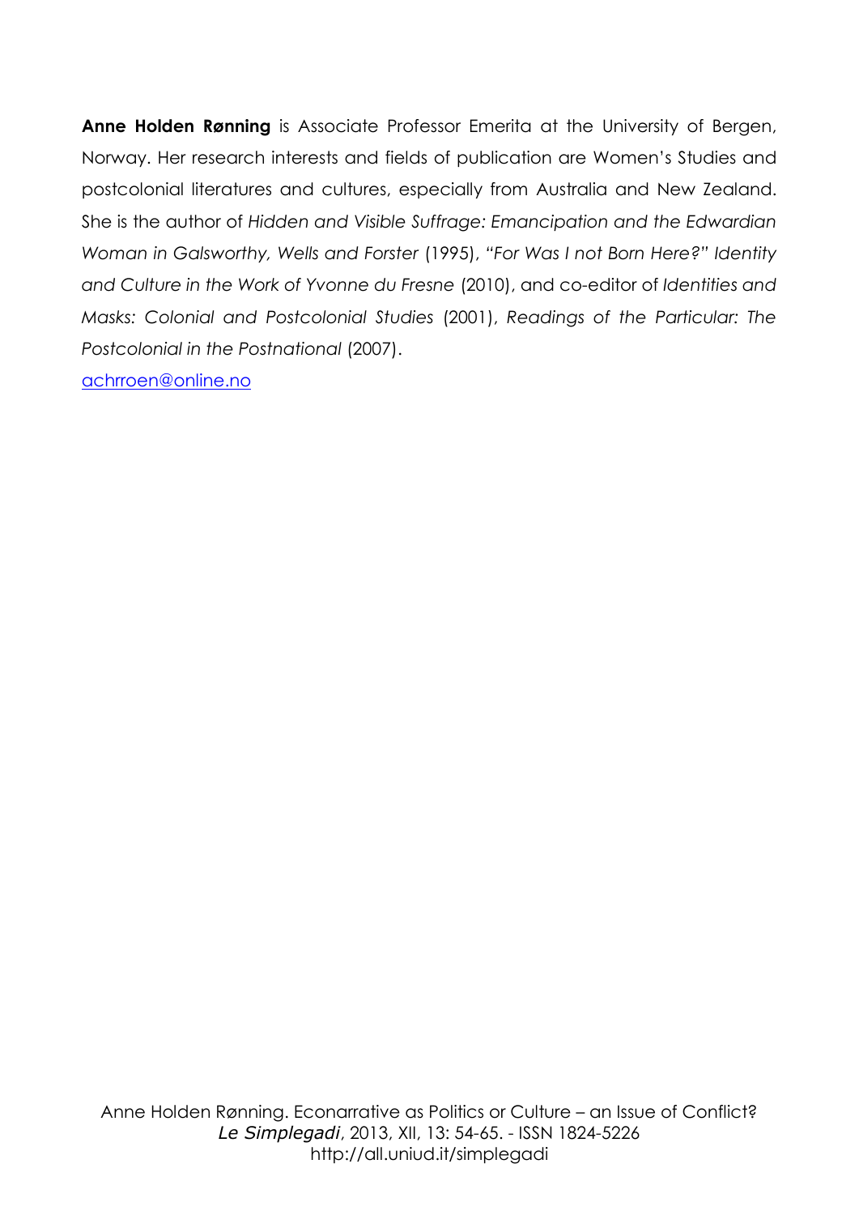**Anne Holden Rønning** is Associate Professor Emerita at the University of Bergen, Norway. Her research interests and fields of publication are Women's Studies and postcolonial literatures and cultures, especially from Australia and New Zealand. She is the author of *Hidden and Visible Suffrage: Emancipation and the Edwardian Woman in Galsworthy, Wells and Forster* (1995), *"For Was I not Born Here?" Identity and Culture in the Work of Yvonne du Fresne* (2010), and co-editor of *Identities and Masks: Colonial and Postcolonial Studies* (2001), *Readings of the Particular: The Postcolonial in the Postnational* (2007).

achrroen@online.no